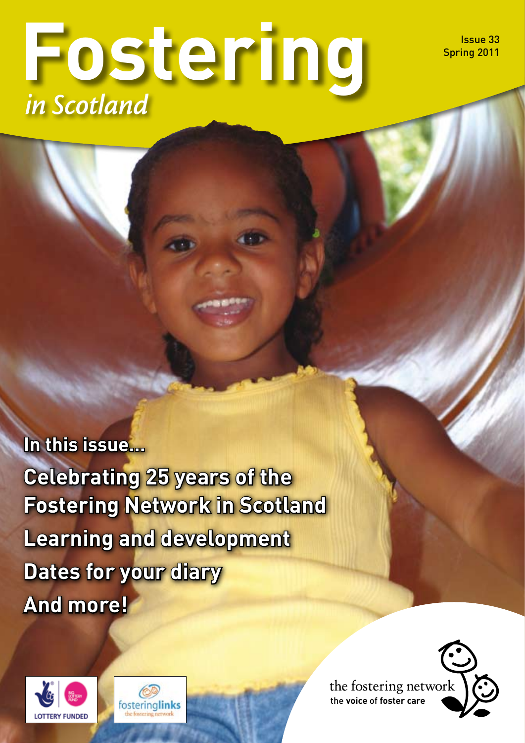# Fostering *in Scotland*

Issue 33
Spring 2011

**In this issue...**

**Celebrating 25 years of the Fostering Network in Scotland**

**Learning and development**

**Dates for your diary**

**And more!**

LOTTERY FUNDED

fosteringlinks
the fostering network

the fostering network
the **voice** of **foster care**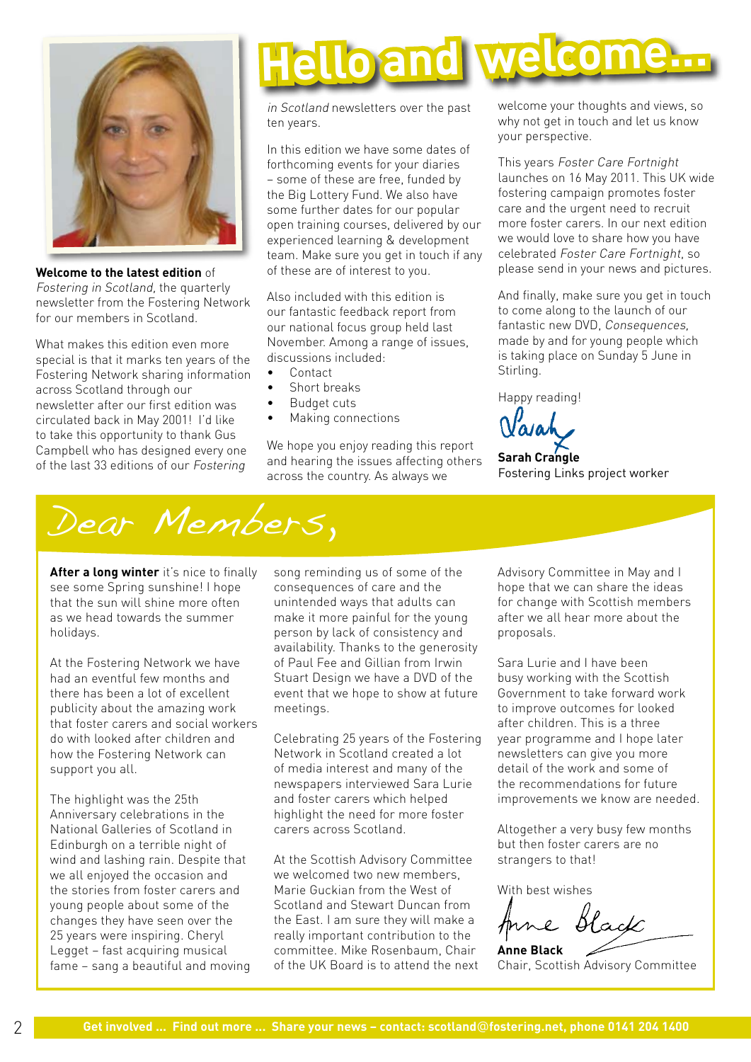# Hello and welcome...

**Welcome to the latest edition** of *Fostering in Scotland*, the quarterly newsletter from the Fostering Network for our members in Scotland.

What makes this edition even more special is that it marks ten years of the Fostering Network sharing information across Scotland through our newsletter after our first edition was circulated back in May 2001! I'd like to take this opportunity to thank Gus Campbell who has designed every one of the last 33 editions of our *Fostering in Scotland* newsletters over the past ten years.

In this edition we have some dates of forthcoming events for your diaries – some of these are free, funded by the Big Lottery Fund. We also have some further dates for our popular open training courses, delivered by our experienced learning & development team. Make sure you get in touch if any of these are of interest to you.

Also included with this edition is our fantastic feedback report from our national focus group held last November. Among a range of issues, discussions included:

- Contact
- Short breaks
- Budget cuts
- Making connections

We hope you enjoy reading this report and hearing the issues affecting others across the country. As always we welcome your thoughts and views, so why not get in touch and let us know your perspective.

This years *Foster Care Fortnight* launches on 16 May 2011. This UK wide fostering campaign promotes foster care and the urgent need to recruit more foster carers. In our next edition we would love to share how you have celebrated *Foster Care Fortnight*, so please send in your news and pictures.

And finally, make sure you get in touch to come along to the launch of our fantastic new DVD, *Consequences*, made by and for young people which is taking place on Sunday 5 June in Stirling.

Happy reading!

Sarah

**Sarah Crangle**
Fostering Links project worker

# Dear Members,

**After a long winter** it's nice to finally see some Spring sunshine! I hope that the sun will shine more often as we head towards the summer holidays.

At the Fostering Network we have had an eventful few months and there has been a lot of excellent publicity about the amazing work that foster carers and social workers do with looked after children and how the Fostering Network can support you all.

The highlight was the 25th Anniversary celebrations in the National Galleries of Scotland in Edinburgh on a terrible night of wind and lashing rain. Despite that we all enjoyed the occasion and the stories from foster carers and young people about some of the changes they have seen over the 25 years were inspiring. Cheryl Legget – fast acquiring musical fame – sang a beautiful and moving song reminding us of some of the consequences of care and the unintended ways that adults can make it more painful for the young person by lack of consistency and availability. Thanks to the generosity of Paul Fee and Gillian from Irwin Stuart Design we have a DVD of the event that we hope to show at future meetings.

Celebrating 25 years of the Fostering Network in Scotland created a lot of media interest and many of the newspapers interviewed Sara Lurie and foster carers which helped highlight the need for more foster carers across Scotland.

At the Scottish Advisory Committee we welcomed two new members, Marie Guckian from the West of Scotland and Stewart Duncan from the East. I am sure they will make a really important contribution to the committee. Mike Rosenbaum, Chair of the UK Board is to attend the next Advisory Committee in May and I hope that we can share the ideas for change with Scottish members after we all hear more about the proposals.

Sara Lurie and I have been busy working with the Scottish Government to take forward work to improve outcomes for looked after children. This is a three year programme and I hope later newsletters can give you more detail of the work and some of the recommendations for future improvements we know are needed.

Altogether a very busy few months but then foster carers are no strangers to that!

With best wishes

Anne Black

**Anne Black**
Chair, Scottish Advisory Committee

**Get involved ... Find out more ... Share your news – contact: scotland@fostering.net, phone 0141 204 1400**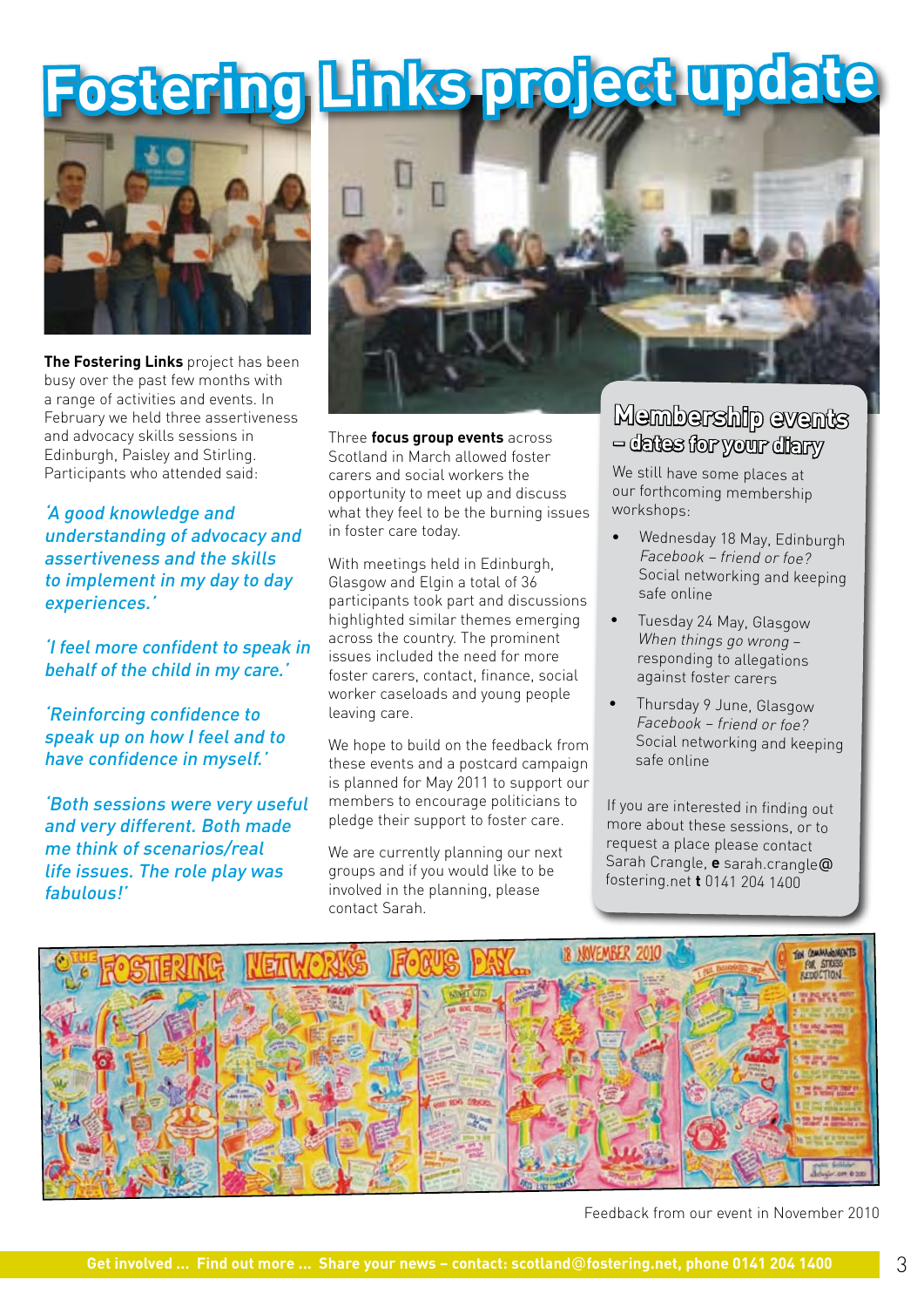# Fostering Links project update

**The Fostering Links** project has been busy over the past few months with a range of activities and events. In February we held three assertiveness and advocacy skills sessions in Edinburgh, Paisley and Stirling. Participants who attended said:

*'A good knowledge and understanding of advocacy and assertiveness and the skills to implement in my day to day experiences.'*

*'I feel more confident to speak in behalf of the child in my care.'*

*'Reinforcing confidence to speak up on how I feel and to have confidence in myself.'*

*'Both sessions were very useful and very different. Both made me think of scenarios/real life issues. The role play was fabulous!'*

Three **focus group events** across Scotland in March allowed foster carers and social workers the opportunity to meet up and discuss what they feel to be the burning issues in foster care today.

With meetings held in Edinburgh, Glasgow and Elgin a total of 36 participants took part and discussions highlighted similar themes emerging across the country. The prominent issues included the need for more foster carers, contact, finance, social worker caseloads and young people leaving care.

We hope to build on the feedback from these events and a postcard campaign is planned for May 2011 to support our members to encourage politicians to pledge their support to foster care.

We are currently planning our next groups and if you would like to be involved in the planning, please contact Sarah.

## Membership events – dates for your diary

We still have some places at our forthcoming membership workshops:

- Wednesday 18 May, Edinburgh
  *Facebook – friend or foe?*
  Social networking and keeping safe online
- Tuesday 24 May, Glasgow
  *When things go wrong –*
  responding to allegations against foster carers
- Thursday 9 June, Glasgow
  *Facebook – friend or foe?*
  Social networking and keeping safe online

If you are interested in finding out more about these sessions, or to request a place please contact Sarah Crangle, **e** sarah.crangle@fostering.net **t** 0141 204 1400

Feedback from our event in November 2010

**Get involved ... Find out more ... Share your news – contact: scotland@fostering.net, phone 0141 204 1400**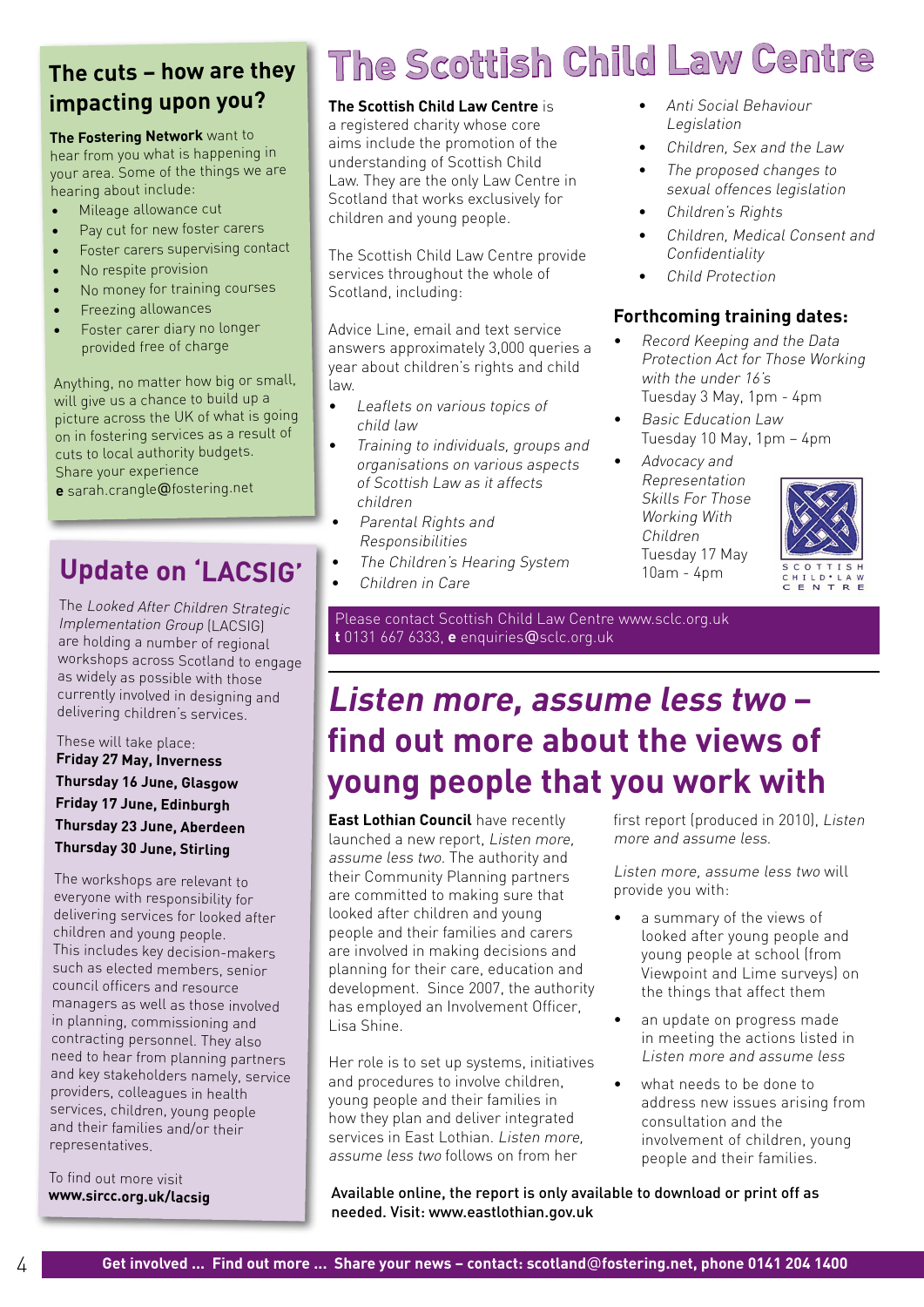## The cuts – how are they impacting upon you?

**The Fostering Network** want to hear from you what is happening in your area. Some of the things we are hearing about include:

- Mileage allowance cut
- Pay cut for new foster carers
- Foster carers supervising contact
- No respite provision
- No money for training courses
- Freezing allowances
- Foster carer diary no longer provided free of charge

Anything, no matter how big or small, will give us a chance to build up a picture across the UK of what is going on in fostering services as a result of cuts to local authority budgets. Share your experience
**e** sarah.crangle@fostering.net

## Update on 'LACSIG'

The *Looked After Children Strategic Implementation Group* (LACSIG) are holding a number of regional workshops across Scotland to engage as widely as possible with those currently involved in designing and delivering children's services.

These will take place:
**Friday 27 May, Inverness**
**Thursday 16 June, Glasgow**
**Friday 17 June, Edinburgh**
**Thursday 23 June, Aberdeen**
**Thursday 30 June, Stirling**

The workshops are relevant to everyone with responsibility for delivering services for looked after children and young people. This includes key decision-makers such as elected members, senior council officers and resource managers as well as those involved in planning, commissioning and contracting personnel. They also need to hear from planning partners and key stakeholders namely, service providers, colleagues in health services, children, young people and their families and/or their representatives.

To find out more visit
**www.sircc.org.uk/lacsig**

# The Scottish Child Law Centre

**The Scottish Child Law Centre** is a registered charity whose core aims include the promotion of the understanding of Scottish Child Law. They are the only Law Centre in Scotland that works exclusively for children and young people.

The Scottish Child Law Centre provide services throughout the whole of Scotland, including:

Advice Line, email and text service answers approximately 3,000 queries a year about children's rights and child law.

- *Leaflets on various topics of child law*
- *Training to individuals, groups and organisations on various aspects of Scottish Law as it affects children*
- *Parental Rights and Responsibilities*
- *The Children's Hearing System*
- *Children in Care*
- *Anti Social Behaviour Legislation*
- *Children, Sex and the Law*
- *The proposed changes to sexual offences legislation*
- *Children's Rights*
- *Children, Medical Consent and Confidentiality*
- *Child Protection*

### Forthcoming training dates:

- *Record Keeping and the Data Protection Act for Those Working with the under 16's*
  Tuesday 3 May, 1pm - 4pm
- *Basic Education Law*
  Tuesday 10 May, 1pm – 4pm
- *Advocacy and Representation Skills For Those Working With Children*
  Tuesday 17 May
  10am - 4pm

Please contact Scottish Child Law Centre www.sclc.org.uk
**t** 0131 667 6333, **e** enquiries@sclc.org.uk

## *Listen more, assume less two* – find out more about the views of young people that you work with

**East Lothian Council** have recently launched a new report, *Listen more, assume less two*. The authority and their Community Planning partners are committed to making sure that looked after children and young people and their families and carers are involved in making decisions and planning for their care, education and development. Since 2007, the authority has employed an Involvement Officer, Lisa Shine.

Her role is to set up systems, initiatives and procedures to involve children, young people and their families in how they plan and deliver integrated services in East Lothian. *Listen more, assume less two* follows on from her first report (produced in 2010), *Listen more and assume less*.

*Listen more, assume less two* will provide you with:

- a summary of the views of looked after young people and young people at school (from Viewpoint and Lime surveys) on the things that affect them
- an update on progress made in meeting the actions listed in *Listen more and assume less*
- what needs to be done to address new issues arising from consultation and the involvement of children, young people and their families.

**Available online, the report is only available to download or print off as needed. Visit: www.eastlothian.gov.uk**

**Get involved ... Find out more ... Share your news – contact: scotland@fostering.net, phone 0141 204 1400**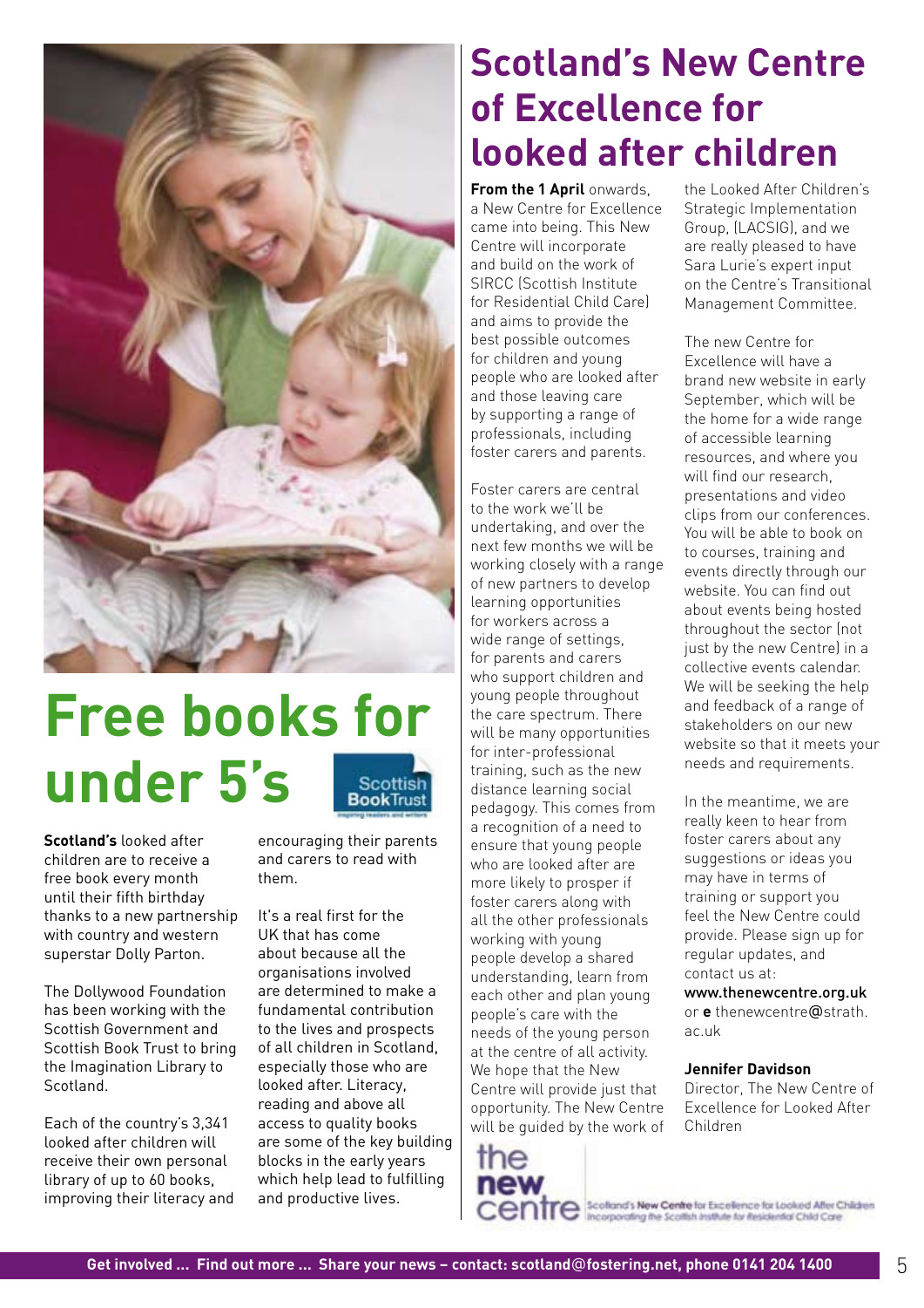# Free books for under 5's

Scottish BookTrust

**Scotland's** looked after children are to receive a free book every month until their fifth birthday thanks to a new partnership with country and western superstar Dolly Parton.

The Dollywood Foundation has been working with the Scottish Government and Scottish Book Trust to bring the Imagination Library to Scotland.

Each of the country's 3,341 looked after children will receive their own personal library of up to 60 books, improving their literacy and encouraging their parents and carers to read with them.

It's a real first for the UK that has come about because all the organisations involved are determined to make a fundamental contribution to the lives and prospects of all children in Scotland, especially those who are looked after. Literacy, reading and above all access to quality books are some of the key building blocks in the early years which help lead to fulfilling and productive lives.

# Scotland's New Centre of Excellence for looked after children

**From the 1 April** onwards, a New Centre for Excellence came into being. This New Centre will incorporate and build on the work of SIRCC (Scottish Institute for Residential Child Care) and aims to provide the best possible outcomes for children and young people who are looked after and those leaving care by supporting a range of professionals, including foster carers and parents.

Foster carers are central to the work we'll be undertaking, and over the next few months we will be working closely with a range of new partners to develop learning opportunities for workers across a wide range of settings, for parents and carers who support children and young people throughout the care spectrum. There will be many opportunities for inter-professional training, such as the new distance learning social pedagogy. This comes from a recognition of a need to ensure that young people who are looked after are more likely to prosper if foster carers along with all the other professionals working with young people develop a shared understanding, learn from each other and plan young people's care with the needs of the young person at the centre of all activity. We hope that the New Centre will provide just that opportunity. The New Centre will be guided by the work of the Looked After Children's Strategic Implementation Group, (LACSIG), and we are really pleased to have Sara Lurie's expert input on the Centre's Transitional Management Committee.

The new Centre for Excellence will have a brand new website in early September, which will be the home for a wide range of accessible learning resources, and where you will find our research, presentations and video clips from our conferences. You will be able to book on to courses, training and events directly through our website. You can find out about events being hosted throughout the sector (not just by the new Centre) in a collective events calendar. We will be seeking the help and feedback of a range of stakeholders on our new website so that it meets your needs and requirements.

In the meantime, we are really keen to hear from foster carers about any suggestions or ideas you may have in terms of training or support you feel the New Centre could provide. Please sign up for regular updates, and contact us at:
www.thenewcentre.org.uk
or **e** thenewcentre@strath.ac.uk

**Jennifer Davidson**
Director, The New Centre of Excellence for Looked After Children

the new centre — Scotland's New Centre for Excellence for Looked After Children, Incorporating the Scottish Institute for Residential Child Care

**Get involved ... Find out more ... Share your news – contact: scotland@fostering.net, phone 0141 204 1400**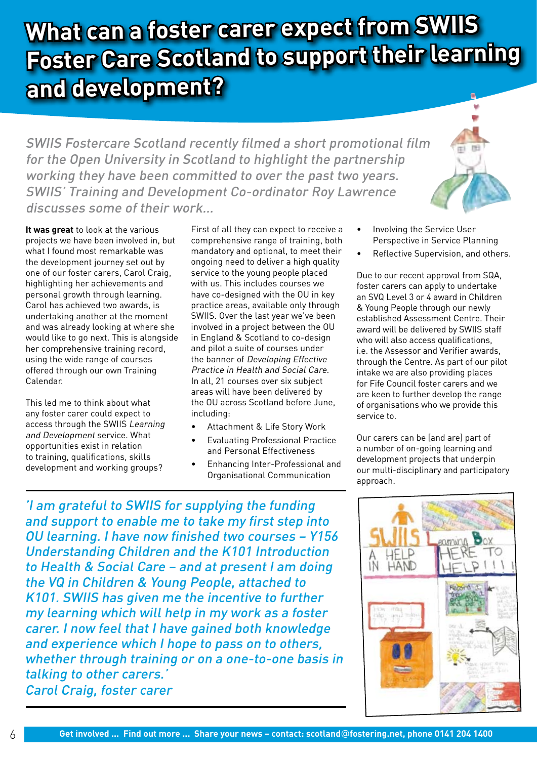# What can a foster carer expect from SWIIS Foster Care Scotland to support their learning and development?

*SWIIS Fostercare Scotland recently filmed a short promotional film for the Open University in Scotland to highlight the partnership working they have been committed to over the past two years. SWIIS' Training and Development Co-ordinator Roy Lawrence discusses some of their work...*

**It was great** to look at the various projects we have been involved in, but what I found most remarkable was the development journey set out by one of our foster carers, Carol Craig, highlighting her achievements and personal growth through learning. Carol has achieved two awards, is undertaking another at the moment and was already looking at where she would like to go next. This is alongside her comprehensive training record, using the wide range of courses offered through our own Training Calendar.

This led me to think about what any foster carer could expect to access through the SWIIS *Learning and Development* service. What opportunities exist in relation to training, qualifications, skills development and working groups?

First of all they can expect to receive a comprehensive range of training, both mandatory and optional, to meet their ongoing need to deliver a high quality service to the young people placed with us. This includes courses we have co-designed with the OU in key practice areas, available only through SWIIS. Over the last year we've been involved in a project between the OU in England & Scotland to co-design and pilot a suite of courses under the banner of *Developing Effective Practice in Health and Social Care*. In all, 21 courses over six subject areas will have been delivered by the OU across Scotland before June, including:

- Attachment & Life Story Work
- Evaluating Professional Practice and Personal Effectiveness
- Enhancing Inter-Professional and Organisational Communication
- Involving the Service User Perspective in Service Planning
- Reflective Supervision, and others.

Due to our recent approval from SQA, foster carers can apply to undertake an SVQ Level 3 or 4 award in Children & Young People through our newly established Assessment Centre. Their award will be delivered by SWIIS staff who will also access qualifications, i.e. the Assessor and Verifier awards, through the Centre. As part of our pilot intake we are also providing places for Fife Council foster carers and we are keen to further develop the range of organisations who we provide this service to.

Our carers can be [and are] part of a number of on-going learning and development projects that underpin our multi-disciplinary and participatory approach.

*'I am grateful to SWIIS for supplying the funding and support to enable me to take my first step into OU learning. I have now finished two courses – Y156 Understanding Children and the K101 Introduction to Health & Social Care – and at present I am doing the VQ in Children & Young People, attached to K101. SWIIS has given me the incentive to further my learning which will help in my work as a foster carer. I now feel that I have gained both knowledge and experience which I hope to pass on to others, whether through training or on a one-to-one basis in talking to other carers.'*
*Carol Craig, foster carer*

Get involved ... Find out more ... Share your news – contact: scotland@fostering.net, phone 0141 204 1400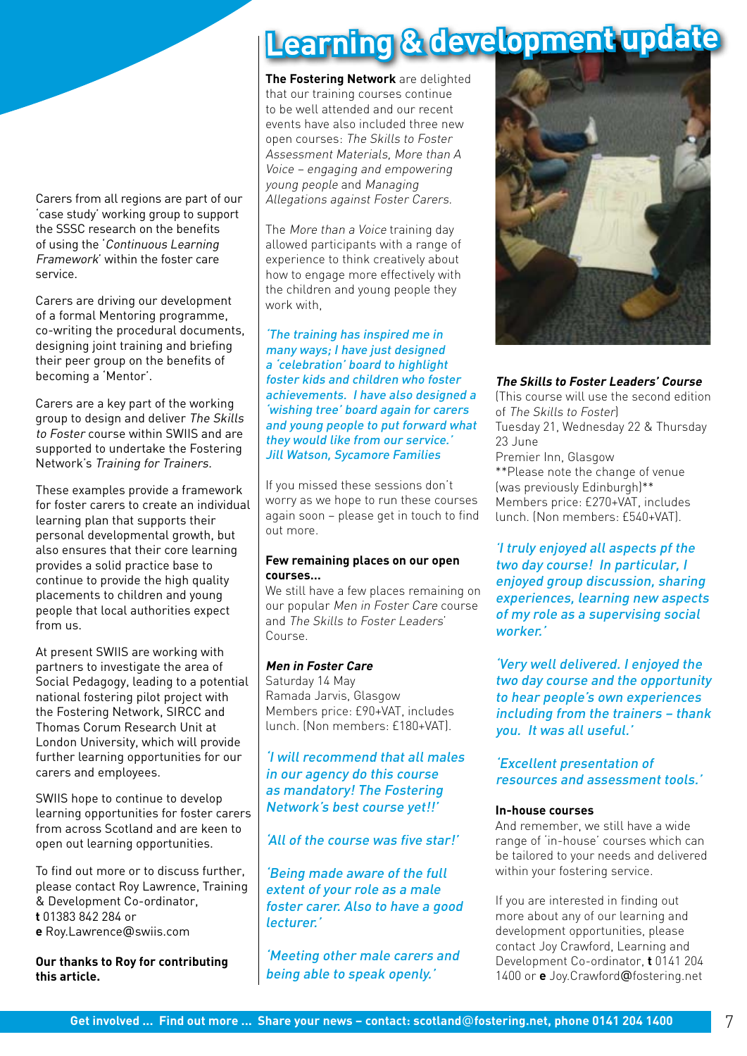# Learning & development update

Carers from all regions are part of our 'case study' working group to support the SSSC research on the benefits of using the '*Continuous Learning Framework*' within the foster care service.

Carers are driving our development of a formal Mentoring programme, co-writing the procedural documents, designing joint training and briefing their peer group on the benefits of becoming a 'Mentor'.

Carers are a key part of the working group to design and deliver *The Skills to Foster* course within SWIIS and are supported to undertake the Fostering Network's *Training for Trainers*.

These examples provide a framework for foster carers to create an individual learning plan that supports their personal developmental growth, but also ensures that their core learning provides a solid practice base to continue to provide the high quality placements to children and young people that local authorities expect from us.

At present SWIIS are working with partners to investigate the area of Social Pedagogy, leading to a potential national fostering pilot project with the Fostering Network, SIRCC and Thomas Corum Research Unit at London University, which will provide further learning opportunities for our carers and employees.

SWIIS hope to continue to develop learning opportunities for foster carers from across Scotland and are keen to open out learning opportunities.

To find out more or to discuss further, please contact Roy Lawrence, Training & Development Co-ordinator,
**t** 01383 842 284 or
**e** Roy.Lawrence@swiis.com

**Our thanks to Roy for contributing this article.**

**The Fostering Network** are delighted that our training courses continue to be well attended and our recent events have also included three new open courses: *The Skills to Foster Assessment Materials, More than A Voice – engaging and empowering young people* and *Managing Allegations against Foster Carers*.

The *More than a Voice* training day allowed participants with a range of experience to think creatively about how to engage more effectively with the children and young people they work with,

*'The training has inspired me in many ways; I have just designed a 'celebration' board to highlight foster kids and children who foster achievements. I have also designed a 'wishing tree' board again for carers and young people to put forward what they would like from our service.'*
*Jill Watson, Sycamore Families*

If you missed these sessions don't worry as we hope to run these courses again soon – please get in touch to find out more.

**Few remaining places on our open courses...**
We still have a few places remaining on our popular *Men in Foster Care* course and *The Skills to Foster Leaders'* Course.

***Men in Foster Care***
Saturday 14 May
Ramada Jarvis, Glasgow
Members price: £90+VAT, includes lunch. (Non members: £180+VAT).

*'I will recommend that all males in our agency do this course as mandatory! The Fostering Network's best course yet!!'*

*'All of the course was five star!'*

*'Being made aware of the full extent of your role as a male foster carer. Also to have a good lecturer.'*

*'Meeting other male carers and being able to speak openly.'*

***The Skills to Foster Leaders' Course***
(This course will use the second edition of *The Skills to Foster*)
Tuesday 21, Wednesday 22 & Thursday 23 June
Premier Inn, Glasgow
**Please note the change of venue (was previously Edinburgh)**
Members price: £270+VAT, includes lunch. (Non members: £540+VAT).

*'I truly enjoyed all aspects pf the two day course! In particular, I enjoyed group discussion, sharing experiences, learning new aspects of my role as a supervising social worker.'*

*'Very well delivered. I enjoyed the two day course and the opportunity to hear people's own experiences including from the trainers – thank you. It was all useful.'*

*'Excellent presentation of resources and assessment tools.'*

**In-house courses**
And remember, we still have a wide range of 'in-house' courses which can be tailored to your needs and delivered within your fostering service.

If you are interested in finding out more about any of our learning and development opportunities, please contact Joy Crawford, Learning and Development Co-ordinator, **t** 0141 204 1400 or **e** Joy.Crawford@fostering.net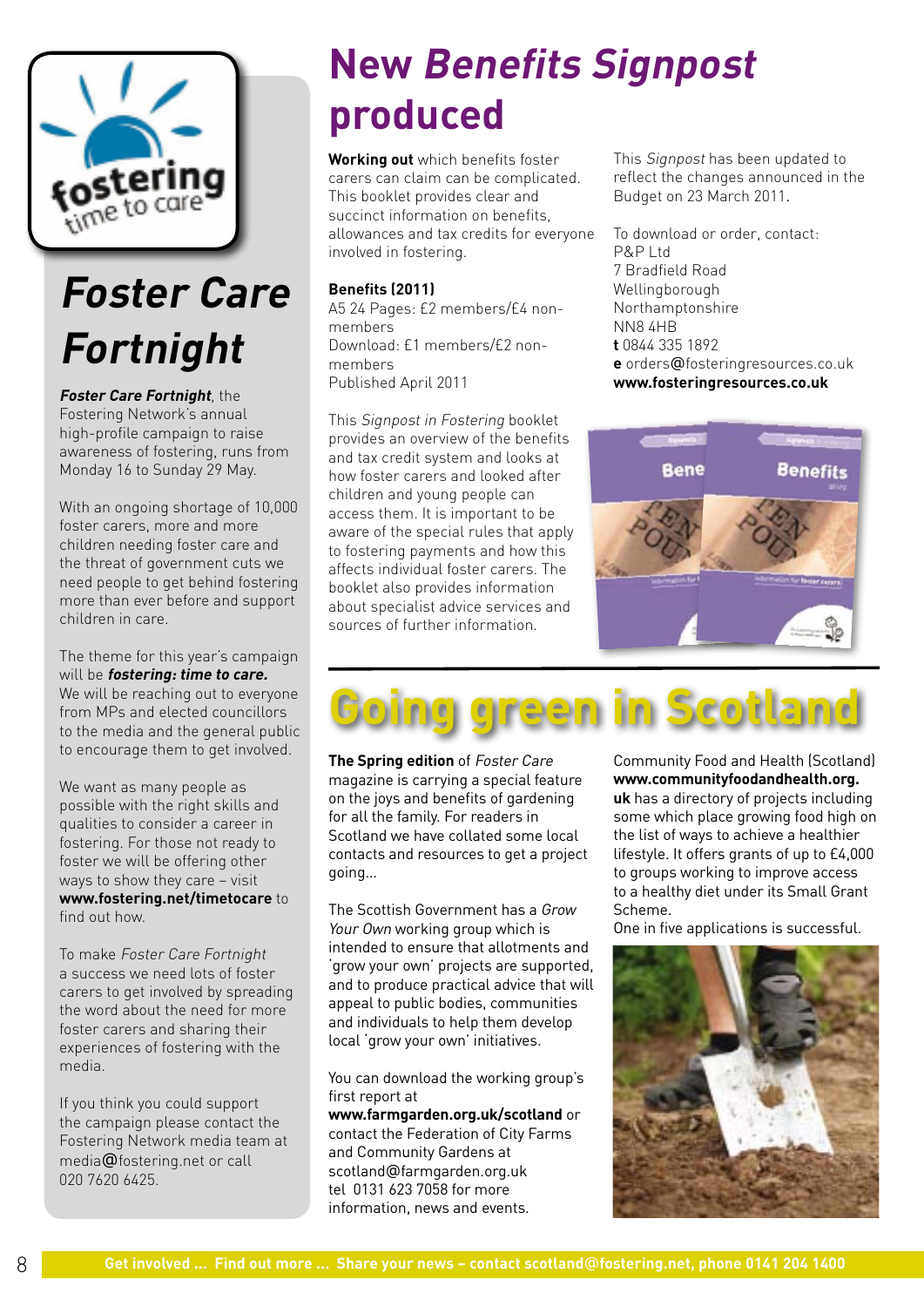# Foster Care Fortnight

***Foster Care Fortnight***, the Fostering Network's annual high-profile campaign to raise awareness of fostering, runs from Monday 16 to Sunday 29 May.

With an ongoing shortage of 10,000 foster carers, more and more children needing foster care and the threat of government cuts we need people to get behind fostering more than ever before and support children in care.

The theme for this year's campaign will be ***fostering: time to care.*** We will be reaching out to everyone from MPs and elected councillors to the media and the general public to encourage them to get involved.

We want as many people as possible with the right skills and qualities to consider a career in fostering. For those not ready to foster we will be offering other ways to show they care – visit **www.fostering.net/timetocare** to find out how.

To make *Foster Care Fortnight* a success we need lots of foster carers to get involved by spreading the word about the need for more foster carers and sharing their experiences of fostering with the media.

If you think you could support the campaign please contact the Fostering Network media team at media@fostering.net or call 020 7620 6425.

# New *Benefits Signpost* produced

**Working out** which benefits foster carers can claim can be complicated. This booklet provides clear and succinct information on benefits, allowances and tax credits for everyone involved in fostering.

**Benefits (2011)**
A5 24 Pages: £2 members/£4 non-members
Download: £1 members/£2 non-members
Published April 2011

This *Signpost in Fostering* booklet provides an overview of the benefits and tax credit system and looks at how foster carers and looked after children and young people can access them. It is important to be aware of the special rules that apply to fostering payments and how this affects individual foster carers. The booklet also provides information about specialist advice services and sources of further information.

This *Signpost* has been updated to reflect the changes announced in the Budget on 23 March 2011.

To download or order, contact:
P&P Ltd
7 Bradfield Road
Wellingborough
Northamptonshire
NN8 4HB
**t** 0844 335 1892
**e** orders@fosteringresources.co.uk
**www.fosteringresources.co.uk**

# Going green in Scotland

**The Spring edition** of *Foster Care* magazine is carrying a special feature on the joys and benefits of gardening for all the family. For readers in Scotland we have collated some local contacts and resources to get a project going...

The Scottish Government has a *Grow Your Own* working group which is intended to ensure that allotments and 'grow your own' projects are supported, and to produce practical advice that will appeal to public bodies, communities and individuals to help them develop local 'grow your own' initiatives.

You can download the working group's first report at **www.farmgarden.org.uk/scotland** or contact the Federation of City Farms and Community Gardens at scotland@farmgarden.org.uk tel 0131 623 7058 for more information, news and events.

Community Food and Health (Scotland) **www.communityfoodandhealth.org.uk** has a directory of projects including some which place growing food high on the list of ways to achieve a healthier lifestyle. It offers grants of up to £4,000 to groups working to improve access to a healthy diet under its Small Grant Scheme.
One in five applications is successful.

**Get involved ... Find out more ... Share your news – contact scotland@fostering.net, phone 0141 204 1400**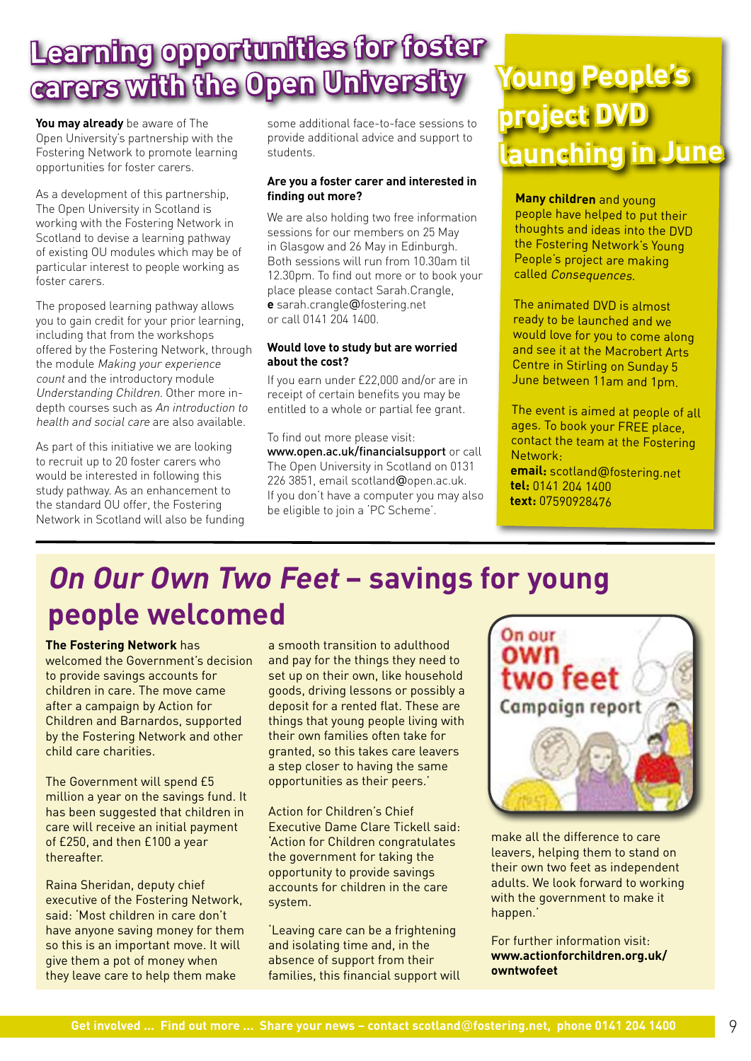# Learning opportunities for foster carers with the Open University

**You may already** be aware of The Open University's partnership with the Fostering Network to promote learning opportunities for foster carers.

As a development of this partnership, The Open University in Scotland is working with the Fostering Network in Scotland to devise a learning pathway of existing OU modules which may be of particular interest to people working as foster carers.

The proposed learning pathway allows you to gain credit for your prior learning, including that from the workshops offered by the Fostering Network, through the module *Making your experience count* and the introductory module *Understanding Children*. Other more in-depth courses such as *An introduction to health and social care* are also available.

As part of this initiative we are looking to recruit up to 20 foster carers who would be interested in following this study pathway. As an enhancement to the standard OU offer, the Fostering Network in Scotland will also be funding some additional face-to-face sessions to provide additional advice and support to students.

**Are you a foster carer and interested in finding out more?**

We are also holding two free information sessions for our members on 25 May in Glasgow and 26 May in Edinburgh. Both sessions will run from 10.30am til 12.30pm. To find out more or to book your place please contact Sarah.Crangle, **e** sarah.crangle@fostering.net or call 0141 204 1400.

**Would love to study but are worried about the cost?**

If you earn under £22,000 and/or are in receipt of certain benefits you may be entitled to a whole or partial fee grant.

To find out more please visit: **www.open.ac.uk/financialsupport** or call The Open University in Scotland on 0131 226 3851, email scotland@open.ac.uk. If you don't have a computer you may also be eligible to join a 'PC Scheme'.

# Young People's project DVD launching in June

**Many children** and young people have helped to put their thoughts and ideas into the DVD the Fostering Network's Young People's project are making called *Consequences*.

The animated DVD is almost ready to be launched and we would love for you to come along and see it at the Macrobert Arts Centre in Stirling on Sunday 5 June between 11am and 1pm.

The event is aimed at people of all ages. To book your FREE place, contact the team at the Fostering Network:
**email:** scotland@fostering.net
**tel:** 0141 204 1400
**text:** 07590928476

# *On Our Own Two Feet* – savings for young people welcomed

**The Fostering Network** has welcomed the Government's decision to provide savings accounts for children in care. The move came after a campaign by Action for Children and Barnardos, supported by the Fostering Network and other child care charities.

The Government will spend £5 million a year on the savings fund. It has been suggested that children in care will receive an initial payment of £250, and then £100 a year thereafter.

Raina Sheridan, deputy chief executive of the Fostering Network, said: 'Most children in care don't have anyone saving money for them so this is an important move. It will give them a pot of money when they leave care to help them make a smooth transition to adulthood and pay for the things they need to set up on their own, like household goods, driving lessons or possibly a deposit for a rented flat. These are things that young people living with their own families often take for granted, so this takes care leavers a step closer to having the same opportunities as their peers.'

Action for Children's Chief Executive Dame Clare Tickell said: 'Action for Children congratulates the government for taking the opportunity to provide savings accounts for children in the care system.

'Leaving care can be a frightening and isolating time and, in the absence of support from their families, this financial support will make all the difference to care leavers, helping them to stand on their own two feet as independent adults. We look forward to working with the government to make it happen.'

For further information visit: **www.actionforchildren.org.uk/owntwofeet**

Get involved ... Find out more ... Share your news – contact scotland@fostering.net, phone 0141 204 1400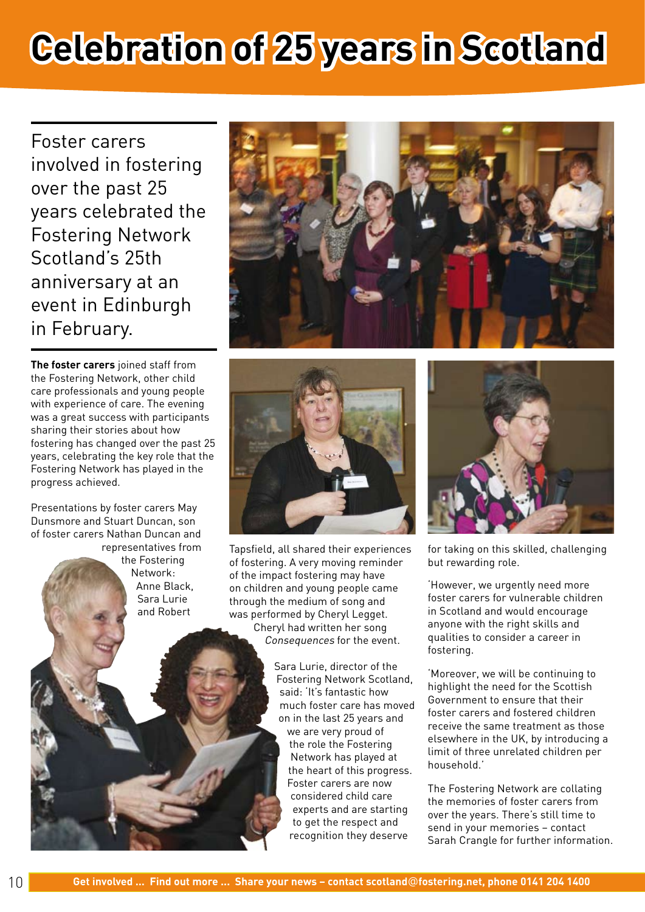# Celebration of 25 years in Scotland

Foster carers involved in fostering over the past 25 years celebrated the Fostering Network Scotland's 25th anniversary at an event in Edinburgh in February.

**The foster carers** joined staff from the Fostering Network, other child care professionals and young people with experience of care. The evening was a great success with participants sharing their stories about how fostering has changed over the past 25 years, celebrating the key role that the Fostering Network has played in the progress achieved.

Presentations by foster carers May Dunsmore and Stuart Duncan, son of foster carers Nathan Duncan and representatives from the Fostering Network: Anne Black, Sara Lurie and Robert Tapsfield, all shared their experiences of fostering. A very moving reminder of the impact fostering may have on children and young people came through the medium of song and was performed by Cheryl Legget. Cheryl had written her song *Consequences* for the event.

Sara Lurie, director of the Fostering Network Scotland, said: 'It's fantastic how much foster care has moved on in the last 25 years and we are very proud of the role the Fostering Network has played at the heart of this progress. Foster carers are now considered child care experts and are starting to get the respect and recognition they deserve for taking on this skilled, challenging but rewarding role.

'However, we urgently need more foster carers for vulnerable children in Scotland and would encourage anyone with the right skills and qualities to consider a career in fostering.

'Moreover, we will be continuing to highlight the need for the Scottish Government to ensure that their foster carers and fostered children receive the same treatment as those elsewhere in the UK, by introducing a limit of three unrelated children per household.'

The Fostering Network are collating the memories of foster carers from over the years. There's still time to send in your memories – contact Sarah Crangle for further information.

**Get involved ... Find out more ... Share your news – contact scotland@fostering.net, phone 0141 204 1400**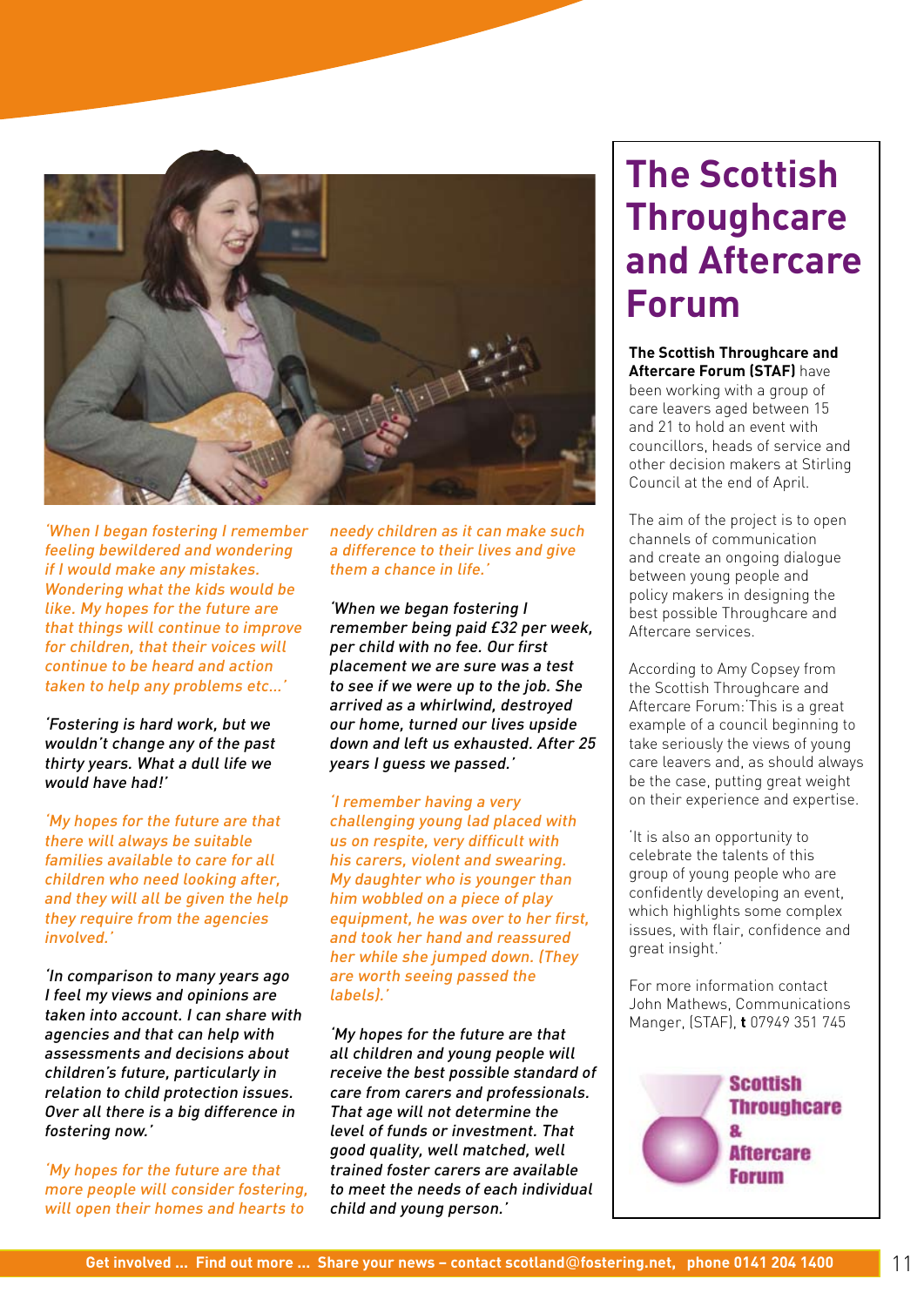'When I began fostering I remember feeling bewildered and wondering if I would make any mistakes. Wondering what the kids would be like. My hopes for the future are that things will continue to improve for children, that their voices will continue to be heard and action taken to help any problems etc…'

'Fostering is hard work, but we wouldn't change any of the past thirty years. What a dull life we would have had!'

'My hopes for the future are that there will always be suitable families available to care for all children who need looking after, and they will all be given the help they require from the agencies involved.'

'In comparison to many years ago I feel my views and opinions are taken into account. I can share with agencies and that can help with assessments and decisions about children's future, particularly in relation to child protection issues. Over all there is a big difference in fostering now.'

'My hopes for the future are that more people will consider fostering, will open their homes and hearts to needy children as it can make such a difference to their lives and give them a chance in life.'

'When we began fostering I remember being paid £32 per week, per child with no fee. Our first placement we are sure was a test to see if we were up to the job. She arrived as a whirlwind, destroyed our home, turned our lives upside down and left us exhausted. After 25 years I guess we passed.'

'I remember having a very challenging young lad placed with us on respite, very difficult with his carers, violent and swearing. My daughter who is younger than him wobbled on a piece of play equipment, he was over to her first, and took her hand and reassured her while she jumped down. (They are worth seeing passed the labels).'

'My hopes for the future are that all children and young people will receive the best possible standard of care from carers and professionals. That age will not determine the level of funds or investment. That good quality, well matched, well trained foster carers are available to meet the needs of each individual child and young person.'

# The Scottish Throughcare and Aftercare Forum

**The Scottish Throughcare and Aftercare Forum (STAF)** have been working with a group of care leavers aged between 15 and 21 to hold an event with councillors, heads of service and other decision makers at Stirling Council at the end of April.

The aim of the project is to open channels of communication and create an ongoing dialogue between young people and policy makers in designing the best possible Throughcare and Aftercare services.

According to Amy Copsey from the Scottish Throughcare and Aftercare Forum:'This is a great example of a council beginning to take seriously the views of young care leavers and, as should always be the case, putting great weight on their experience and expertise.

'It is also an opportunity to celebrate the talents of this group of young people who are confidently developing an event, which highlights some complex issues, with flair, confidence and great insight.'

For more information contact John Mathews, Communications Manger, (STAF), **t** 07949 351 745

Scottish Throughcare & Aftercare Forum

**Get involved … Find out more … Share your news – contact scotland@fostering.net, phone 0141 204 1400**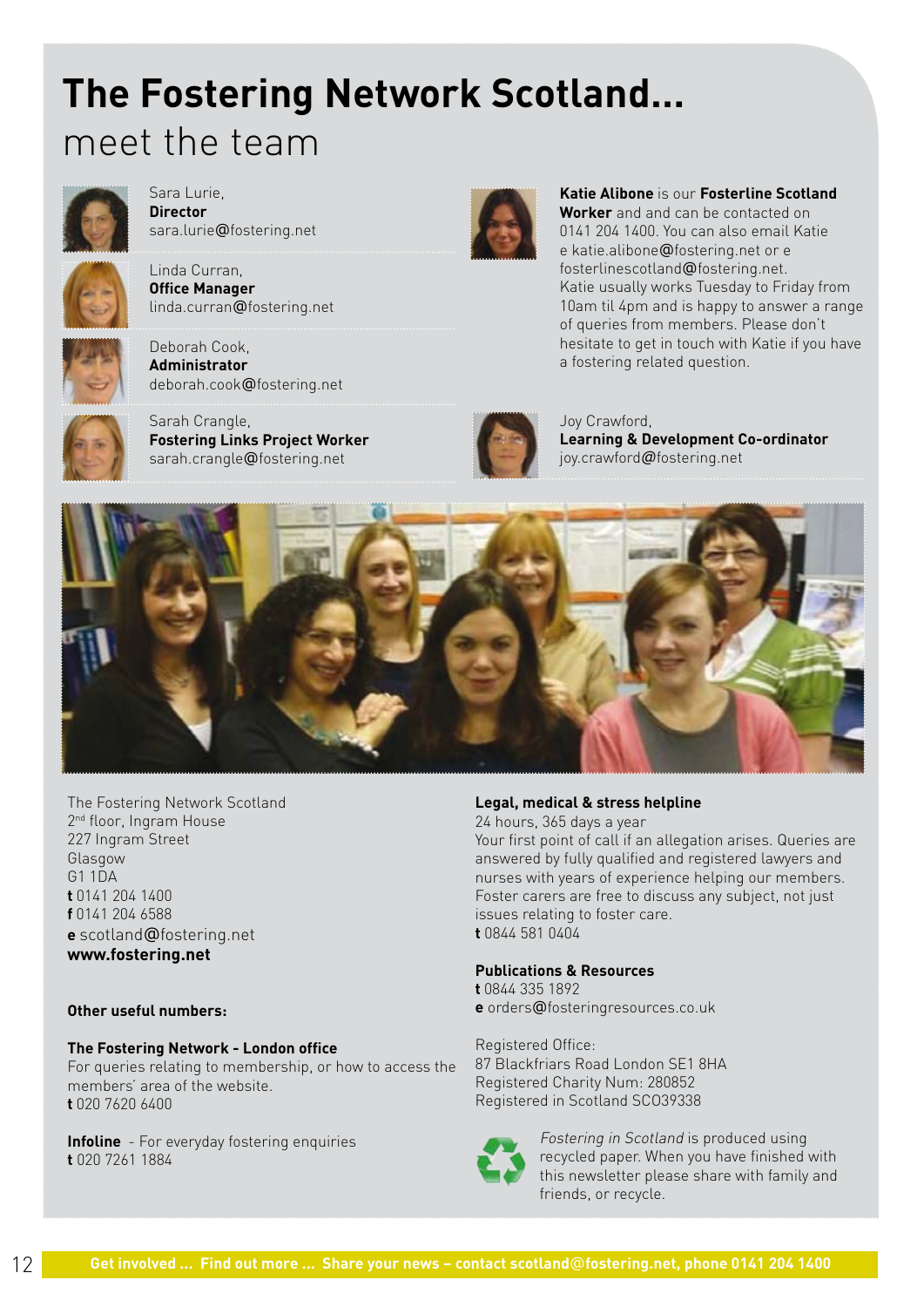# The Fostering Network Scotland...

## meet the team

Sara Lurie,
**Director**
sara.lurie@fostering.net

Linda Curran,
**Office Manager**
linda.curran@fostering.net

Deborah Cook,
**Administrator**
deborah.cook@fostering.net

Sarah Crangle,
**Fostering Links Project Worker**
sarah.crangle@fostering.net

**Katie Alibone** is our **Fosterline Scotland Worker** and and can be contacted on 0141 204 1400. You can also email Katie e katie.alibone@fostering.net or e fosterlinescotland@fostering.net. Katie usually works Tuesday to Friday from 10am til 4pm and is happy to answer a range of queries from members. Please don't hesitate to get in touch with Katie if you have a fostering related question.

Joy Crawford,
**Learning & Development Co-ordinator**
joy.crawford@fostering.net

The Fostering Network Scotland
2nd floor, Ingram House
227 Ingram Street
Glasgow
G1 1DA
**t** 0141 204 1400
**f** 0141 204 6588
**e** scotland@fostering.net
**www.fostering.net**

**Other useful numbers:**

**The Fostering Network - London office**
For queries relating to membership, or how to access the members' area of the website.
**t** 020 7620 6400

**Infoline** - For everyday fostering enquiries
**t** 020 7261 1884

**Legal, medical & stress helpline**
24 hours, 365 days a year
Your first point of call if an allegation arises. Queries are answered by fully qualified and registered lawyers and nurses with years of experience helping our members. Foster carers are free to discuss any subject, not just issues relating to foster care.
**t** 0844 581 0404

**Publications & Resources**
**t** 0844 335 1892
**e** orders@fosteringresources.co.uk

Registered Office:
87 Blackfriars Road London SE1 8HA
Registered Charity Num: 280852
Registered in Scotland SC039338

*Fostering in Scotland* is produced using recycled paper. When you have finished with this newsletter please share with family and friends, or recycle.

**Get involved ... Find out more ... Share your news – contact scotland@fostering.net, phone 0141 204 1400**